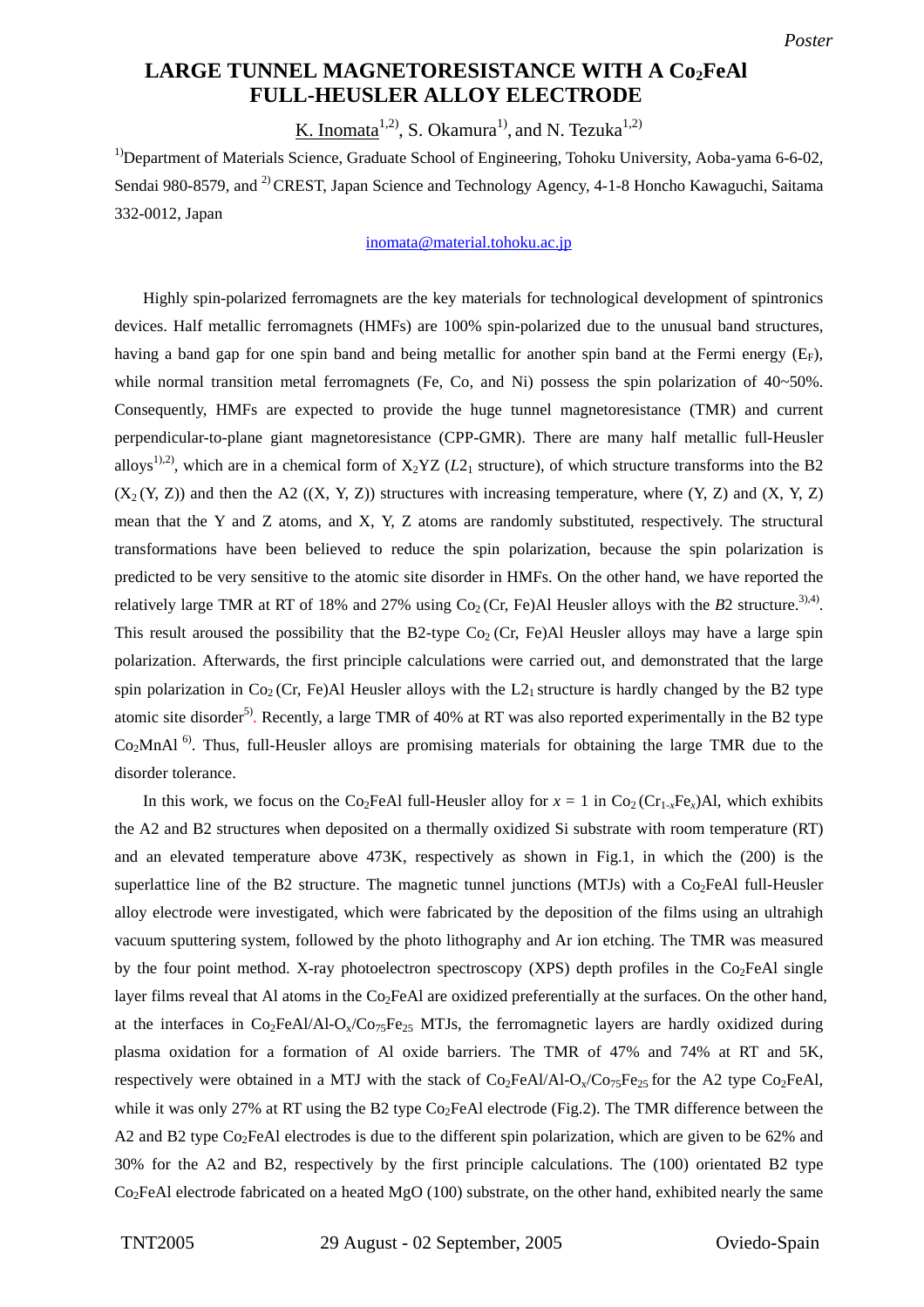Poster

# LARGE TUNNEL MAGNETORESISTANCE WITH A $Co_2FeAl$ FULL-HEUSLER ALLOY ELECTRODE

K. Inomata[1,2], S. Okamura[1], and N. Tezuka[1,2]

[1]Department of Materials Science, Graduate School of Engineering, Tohoku University, Aoba-yama 6-6-02, Sendai 980-8579, and [2] CREST, Japan Science and Technology Agency, 4-1-8 Honcho Kawaguchi, Saitama 332-0012, Japan

inomata@material.tohoku.ac.jp

Highly spin-polarized ferromagnets are the key materials for technological development of spintronics devices. Half metallic ferromagnets (HMFs) are 100% spin-polarized due to the unusual band structures, having a band gap for one spin band and being metallic for another spin band at the Fermi energy ($E_F$), while normal transition metal ferromagnets (Fe, Co, and Ni) possess the spin polarization of 40~50%. Consequently, HMFs are expected to provide the huge tunnel magnetoresistance (TMR) and current perpendicular-to-plane giant magnetoresistance (CPP-GMR). There are many half metallic full-Heusler alloys[1),2)], which are in a chemical form of $X_2YZ$ ($L2_1$ structure), of which structure transforms into the B2 ($X_2$ (Y, Z)) and then the A2 ((X, Y, Z)) structures with increasing temperature, where (Y, Z) and (X, Y, Z) mean that the Y and Z atoms, and X, Y, Z atoms are randomly substituted, respectively. The structural transformations have been believed to reduce the spin polarization, because the spin polarization is predicted to be very sensitive to the atomic site disorder in HMFs. On the other hand, we have reported the relatively large TMR at RT of 18% and 27% using $Co_2$ (Cr, Fe)Al Heusler alloys with the *B*2 structure.[3),4)]. This result aroused the possibility that the B2-type $Co_2$ (Cr, Fe)Al Heusler alloys may have a large spin polarization. Afterwards, the first principle calculations were carried out, and demonstrated that the large spin polarization in $Co_2$ (Cr, Fe)Al Heusler alloys with the $L2_1$ structure is hardly changed by the B2 type atomic site disorder[5)]. Recently, a large TMR of 40% at RT was also reported experimentally in the B2 type $Co_2MnAl$ [6)]. Thus, full-Heusler alloys are promising materials for obtaining the large TMR due to the disorder tolerance.

In this work, we focus on the $Co_2FeAl$ full-Heusler alloy for $x = 1$ in $Co_2(Cr_{1-x}Fe_x)Al$, which exhibits the A2 and B2 structures when deposited on a thermally oxidized Si substrate with room temperature (RT) and an elevated temperature above 473K, respectively as shown in Fig.1, in which the (200) is the superlattice line of the B2 structure. The magnetic tunnel junctions (MTJs) with a $Co_2FeAl$ full-Heusler alloy electrode were investigated, which were fabricated by the deposition of the films using an ultrahigh vacuum sputtering system, followed by the photo lithography and Ar ion etching. The TMR was measured by the four point method. X-ray photoelectron spectroscopy (XPS) depth profiles in the $Co_2FeAl$ single layer films reveal that Al atoms in the $Co_2FeAl$ are oxidized preferentially at the surfaces. On the other hand, at the interfaces in $Co_2FeAl/Al\text{-}O_x/Co_{75}Fe_{25}$ MTJs, the ferromagnetic layers are hardly oxidized during plasma oxidation for a formation of Al oxide barriers. The TMR of 47% and 74% at RT and 5K, respectively were obtained in a MTJ with the stack of $Co_2FeAl/Al\text{-}O_x/Co_{75}Fe_{25}$ for the A2 type $Co_2FeAl$, while it was only 27% at RT using the B2 type $Co_2FeAl$ electrode (Fig.2). The TMR difference between the A2 and B2 type $Co_2FeAl$ electrodes is due to the different spin polarization, which are given to be 62% and 30% for the A2 and B2, respectively by the first principle calculations. The (100) orientated B2 type $Co_2FeAl$ electrode fabricated on a heated MgO (100) substrate, on the other hand, exhibited nearly the same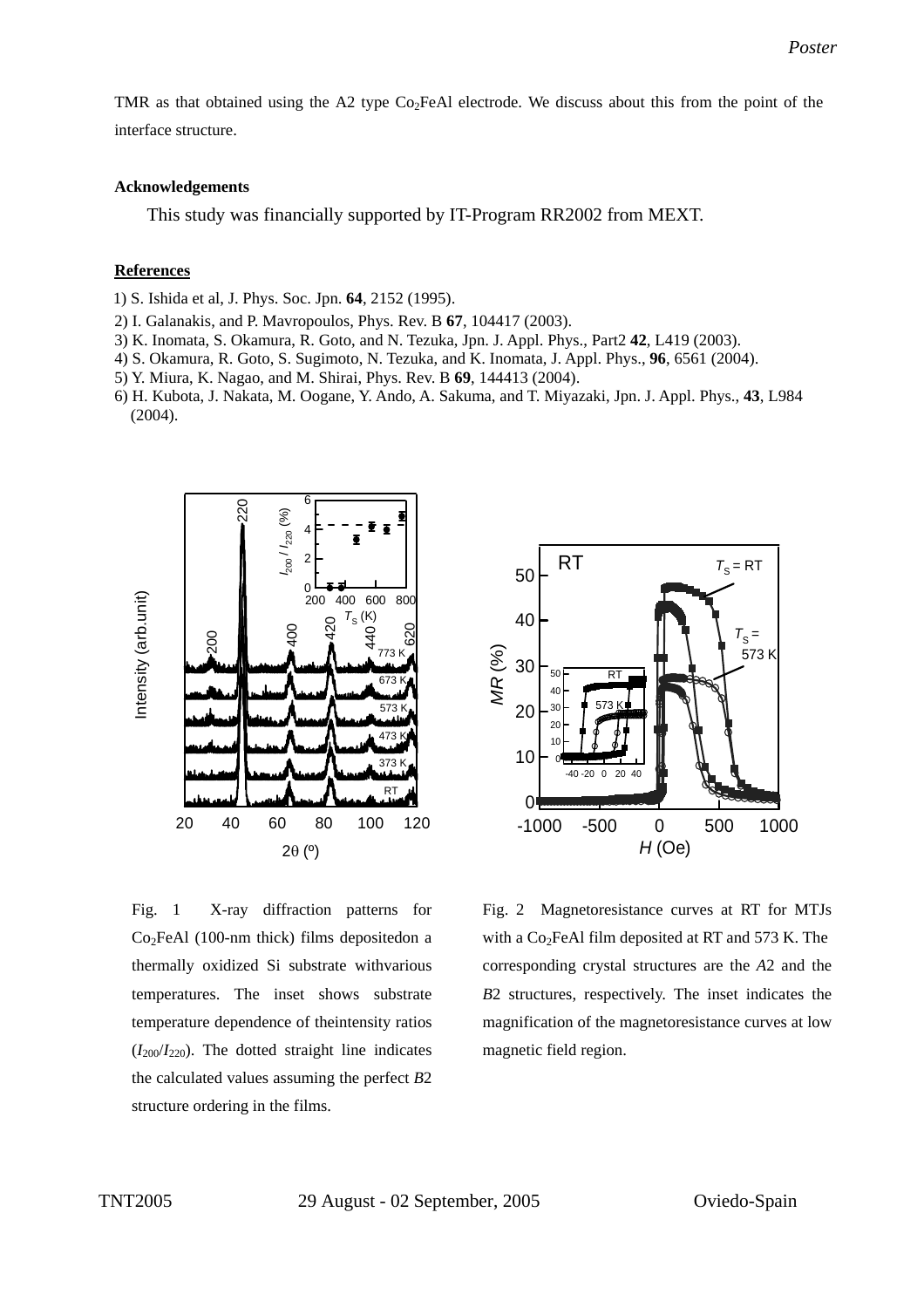TMR as that obtained using the A2 type $Co_2FeAl$ electrode. We discuss about this from the point of the interface structure.

**Acknowledgements**

This study was financially supported by IT-Program RR2002 from MEXT.

**References**

1) S. Ishida et al, J. Phys. Soc. Jpn. **64**, 2152 (1995).
2) I. Galanakis, and P. Mavropoulos, Phys. Rev. B **67**, 104417 (2003).
3) K. Inomata, S. Okamura, R. Goto, and N. Tezuka, Jpn. J. Appl. Phys., Part2 **42**, L419 (2003).
4) S. Okamura, R. Goto, S. Sugimoto, N. Tezuka, and K. Inomata, J. Appl. Phys., **96**, 6561 (2004).
5) Y. Miura, K. Nagao, and M. Shirai, Phys. Rev. B **69**, 144413 (2004).
6) H. Kubota, J. Nakata, M. Oogane, Y. Ando, A. Sakuma, and T. Miyazaki, Jpn. J. Appl. Phys., **43**, L984 (2004).

220
200
400
420
440
620
773 K
673 K
573 K
473 K
373 K
RT
Intensity (arb.unit)
20 40 60 80 100 120
2θ (º)
$I_{200}$ / $I_{220}$ (%)
0 2 4 6
200 400 600 800
$T_S$ (K)

Fig. 1 X-ray diffraction patterns for $Co_2FeAl$ (100-nm thick) films depositedon a thermally oxidized Si substrate withvarious temperatures. The inset shows substrate temperature dependence of theintensity ratios ($I_{200}$/$I_{220}$). The dotted straight line indicates the calculated values assuming the perfect *B*2 structure ordering in the films.

RT
$T_S$ = RT
$T_S$ = 573 K
*MR* (%)
0 10 20 30 40 50
-1000 -500 0 500 1000
*H* (Oe)
RT
573 K
0 10 20 30 40 50
-40 -20 0 20 40

Fig. 2 Magnetoresistance curves at RT for MTJs with a $Co_2FeAl$ film deposited at RT and 573 K. The corresponding crystal structures are the *A*2 and the *B*2 structures, respectively. The inset indicates the magnification of the magnetoresistance curves at low magnetic field region.